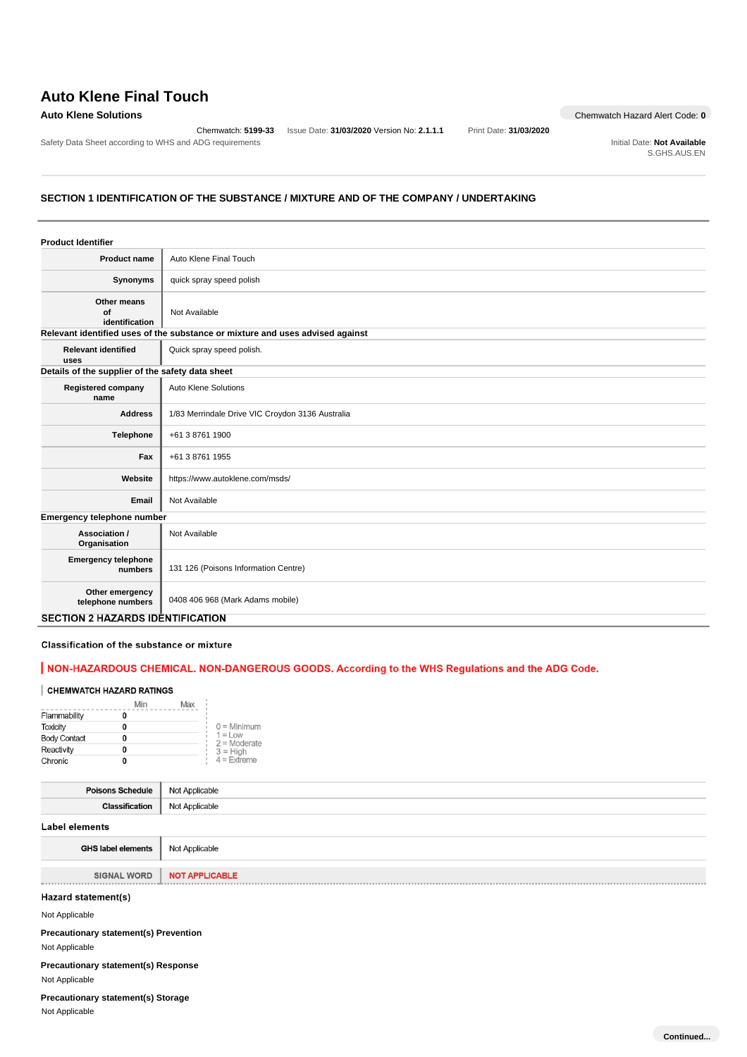# Auto Klene Final Touch

**Auto Klene Solutions**

Chemwatch Hazard Alert Code: **0**

Chemwatch: **5199-33** Issue Date: **31/03/2020** Version No: **2.1.1.1** Print Date: **31/03/2020**

Safety Data Sheet according to WHS and ADG requirements

Initial Date: **Not Available**
S.GHS.AUS.EN

## SECTION 1 IDENTIFICATION OF THE SUBSTANCE / MIXTURE AND OF THE COMPANY / UNDERTAKING

### Product Identifier

| | |
|---|---|
| **Product name** | Auto Klene Final Touch |
| **Synonyms** | quick spray speed polish |
| **Other means of identification** | Not Available |

### Relevant identified uses of the substance or mixture and uses advised against

| | |
|---|---|
| **Relevant identified uses** | Quick spray speed polish. |

### Details of the supplier of the safety data sheet

| | |
|---|---|
| **Registered company name** | Auto Klene Solutions |
| **Address** | 1/83 Merrindale Drive VIC Croydon 3136 Australia |
| **Telephone** | +61 3 8761 1900 |
| **Fax** | +61 3 8761 1955 |
| **Website** | https://www.autoklene.com/msds/ |
| **Email** | Not Available |

### Emergency telephone number

| | |
|---|---|
| **Association / Organisation** | Not Available |
| **Emergency telephone numbers** | 131 126 (Poisons Information Centre) |
| **Other emergency telephone numbers** | 0408 406 968 (Mark Adams mobile) |

## SECTION 2 HAZARDS IDENTIFICATION

### Classification of the substance or mixture

**NON-HAZARDOUS CHEMICAL. NON-DANGEROUS GOODS. According to the WHS Regulations and the ADG Code.**

**CHEMWATCH HAZARD RATINGS**

| | Min | Max |
|---|---|---|
| Flammability | 0 | |
| Toxicity | 0 | |
| Body Contact | 0 | |
| Reactivity | 0 | |
| Chronic | 0 | |

0 = Minimum
1 = Low
2 = Moderate
3 = High
4 = Extreme

| | |
|---|---|
| **Poisons Schedule** | Not Applicable |
| **Classification** | Not Applicable |

### Label elements

| | |
|---|---|
| **GHS label elements** | Not Applicable |
| **SIGNAL WORD** | **NOT APPLICABLE** |

### Hazard statement(s)

Not Applicable

### Precautionary statement(s) Prevention

Not Applicable

### Precautionary statement(s) Response

Not Applicable

### Precautionary statement(s) Storage

Not Applicable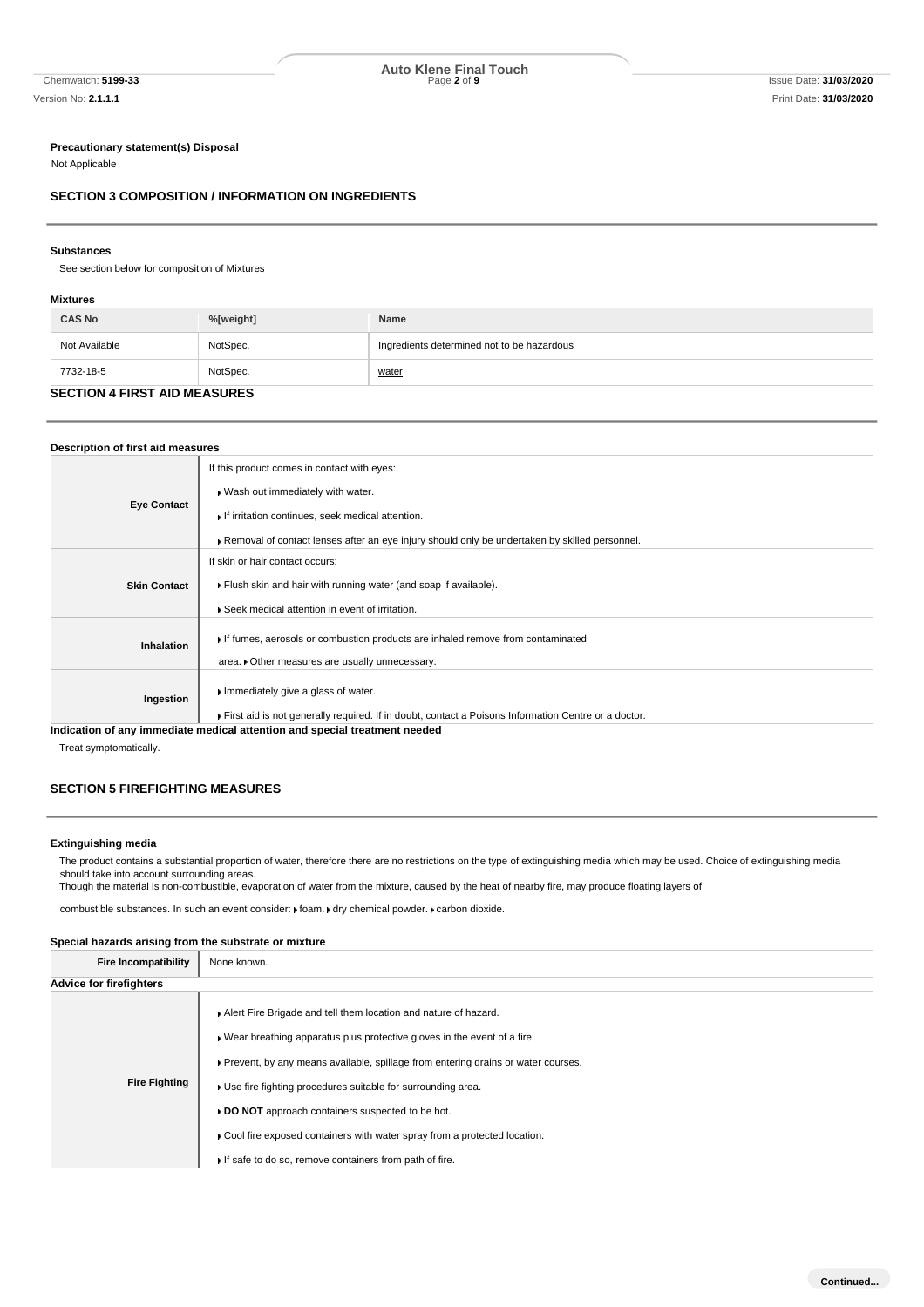**Precautionary statement(s) Disposal**

Not Applicable

## SECTION 3 COMPOSITION / INFORMATION ON INGREDIENTS

**Substances**

See section below for composition of Mixtures

**Mixtures**

| CAS No | %[weight] | Name |
|---|---|---|
| Not Available | NotSpec. | Ingredients determined not to be hazardous |
| 7732-18-5 | NotSpec. | water |

## SECTION 4 FIRST AID MEASURES

**Description of first aid measures**

| | |
|---|---|
| **Eye Contact** | If this product comes in contact with eyes:<br>▸ Wash out immediately with water.<br>▸ If irritation continues, seek medical attention.<br>▸ Removal of contact lenses after an eye injury should only be undertaken by skilled personnel. |
| **Skin Contact** | If skin or hair contact occurs:<br>▸ Flush skin and hair with running water (and soap if available).<br>▸ Seek medical attention in event of irritation. |
| **Inhalation** | ▸ If fumes, aerosols or combustion products are inhaled remove from contaminated area. ▸ Other measures are usually unnecessary. |
| **Ingestion** | ▸ Immediately give a glass of water.<br>▸ First aid is not generally required. If in doubt, contact a Poisons Information Centre or a doctor. |

**Indication of any immediate medical attention and special treatment needed**

Treat symptomatically.

## SECTION 5 FIREFIGHTING MEASURES

**Extinguishing media**

The product contains a substantial proportion of water, therefore there are no restrictions on the type of extinguishing media which may be used. Choice of extinguishing media should take into account surrounding areas.
Though the material is non-combustible, evaporation of water from the mixture, caused by the heat of nearby fire, may produce floating layers of combustible substances. In such an event consider: ▸ foam. ▸ dry chemical powder. ▸ carbon dioxide.

**Special hazards arising from the substrate or mixture**

| | |
|---|---|
| **Fire Incompatibility** | None known. |

**Advice for firefighters**

| | |
|---|---|
| **Fire Fighting** | ▸ Alert Fire Brigade and tell them location and nature of hazard.<br>▸ Wear breathing apparatus plus protective gloves in the event of a fire.<br>▸ Prevent, by any means available, spillage from entering drains or water courses.<br>▸ Use fire fighting procedures suitable for surrounding area.<br>▸ **DO NOT** approach containers suspected to be hot.<br>▸ Cool fire exposed containers with water spray from a protected location.<br>▸ If safe to do so, remove containers from path of fire. |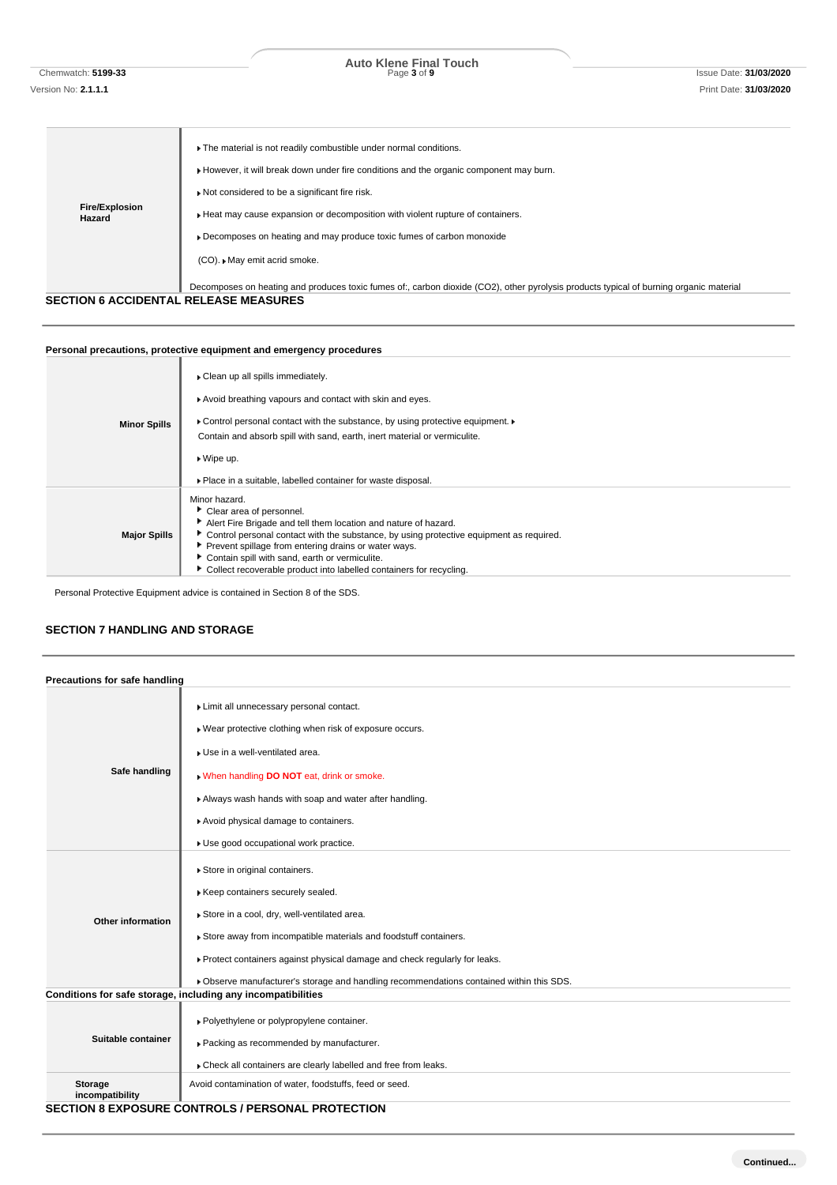| | |
|---|---|
| **Fire/Explosion Hazard** | The material is not readily combustible under normal conditions.<br>However, it will break down under fire conditions and the organic component may burn.<br>Not considered to be a significant fire risk.<br>Heat may cause expansion or decomposition with violent rupture of containers.<br>Decomposes on heating and may produce toxic fumes of carbon monoxide (CO). May emit acrid smoke.<br>Decomposes on heating and produces toxic fumes of:, carbon dioxide ($CO_2$), other pyrolysis products typical of burning organic material |

## SECTION 6 ACCIDENTAL RELEASE MEASURES

### Personal precautions, protective equipment and emergency procedures

| | |
|---|---|
| **Minor Spills** | Clean up all spills immediately.<br>Avoid breathing vapours and contact with skin and eyes.<br>Control personal contact with the substance, by using protective equipment.<br>Contain and absorb spill with sand, earth, inert material or vermiculite.<br>Wipe up.<br>Place in a suitable, labelled container for waste disposal. |
| **Major Spills** | Minor hazard.<br>Clear area of personnel.<br>Alert Fire Brigade and tell them location and nature of hazard.<br>Control personal contact with the substance, by using protective equipment as required.<br>Prevent spillage from entering drains or water ways.<br>Contain spill with sand, earth or vermiculite.<br>Collect recoverable product into labelled containers for recycling. |

Personal Protective Equipment advice is contained in Section 8 of the SDS.

## SECTION 7 HANDLING AND STORAGE

### Precautions for safe handling

| | |
|---|---|
| **Safe handling** | Limit all unnecessary personal contact.<br>Wear protective clothing when risk of exposure occurs.<br>Use in a well-ventilated area.<br>When handling **DO NOT** eat, drink or smoke.<br>Always wash hands with soap and water after handling.<br>Avoid physical damage to containers.<br>Use good occupational work practice. |
| **Other information** | Store in original containers.<br>Keep containers securely sealed.<br>Store in a cool, dry, well-ventilated area.<br>Store away from incompatible materials and foodstuff containers.<br>Protect containers against physical damage and check regularly for leaks.<br>Observe manufacturer's storage and handling recommendations contained within this SDS. |

### Conditions for safe storage, including any incompatibilities

| | |
|---|---|
| **Suitable container** | Polyethylene or polypropylene container.<br>Packing as recommended by manufacturer.<br>Check all containers are clearly labelled and free from leaks. |
| **Storage incompatibility** | Avoid contamination of water, foodstuffs, feed or seed. |

## SECTION 8 EXPOSURE CONTROLS / PERSONAL PROTECTION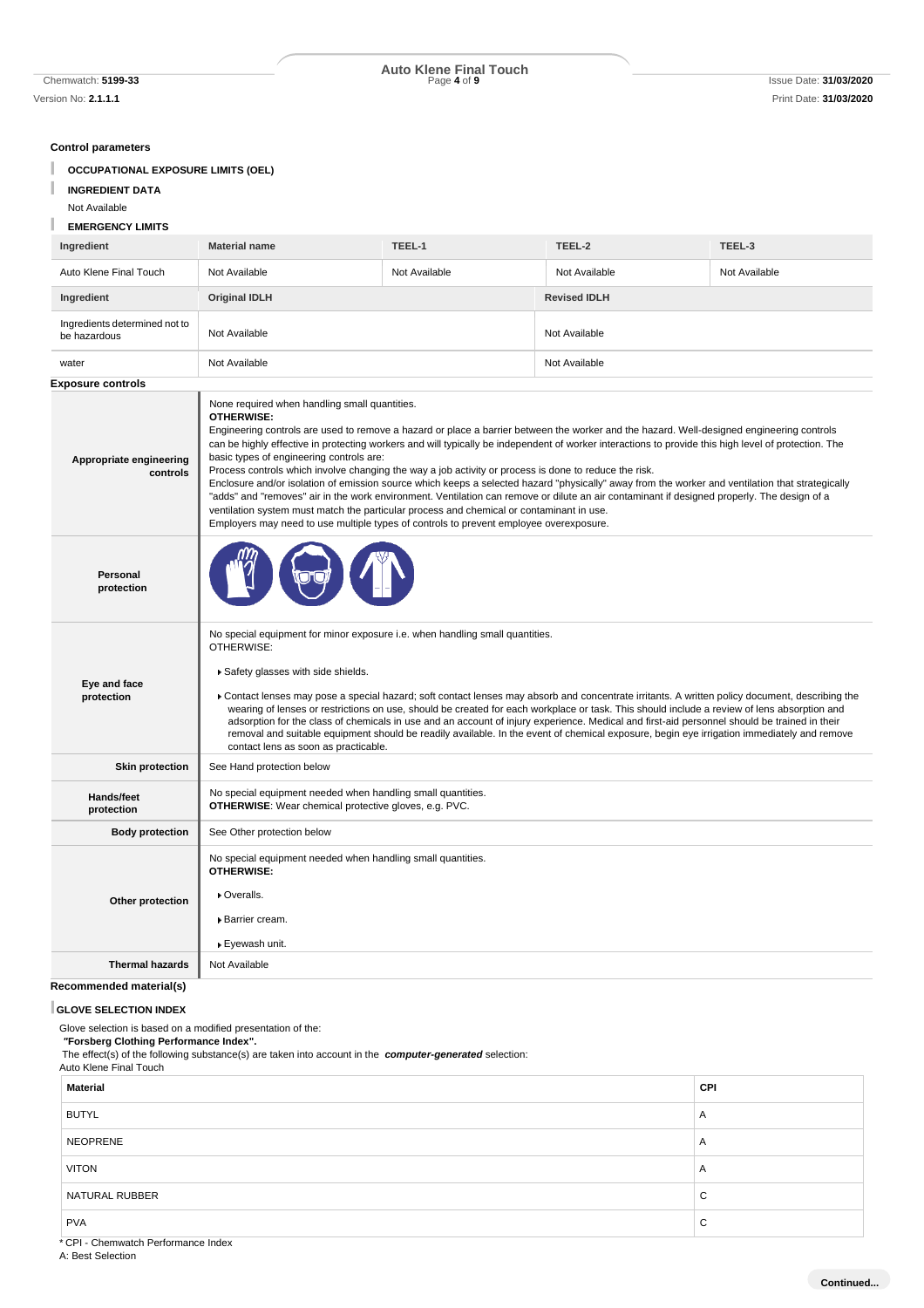## Control parameters

### OCCUPATIONAL EXPOSURE LIMITS (OEL)

### INGREDIENT DATA

Not Available

### EMERGENCY LIMITS

| Ingredient | Material name | TEEL-1 | TEEL-2 | TEEL-3 |
|---|---|---|---|---|
| Auto Klene Final Touch | Not Available | Not Available | Not Available | Not Available |

| Ingredient | Original IDLH | Revised IDLH |
|---|---|---|
| Ingredients determined not to be hazardous | Not Available | Not Available |
| water | Not Available | Not Available |

## Exposure controls

| | |
|---|---|
| **Appropriate engineering controls** | None required when handling small quantities.<br>**OTHERWISE:**<br>Engineering controls are used to remove a hazard or place a barrier between the worker and the hazard. Well-designed engineering controls can be highly effective in protecting workers and will typically be independent of worker interactions to provide this high level of protection. The basic types of engineering controls are:<br>Process controls which involve changing the way a job activity or process is done to reduce the risk.<br>Enclosure and/or isolation of emission source which keeps a selected hazard "physically" away from the worker and ventilation that strategically "adds" and "removes" air in the work environment. Ventilation can remove or dilute an air contaminant if designed properly. The design of a ventilation system must match the particular process and chemical or contaminant in use.<br>Employers may need to use multiple types of controls to prevent employee overexposure. |
| **Personal protection** | |
| **Eye and face protection** | No special equipment for minor exposure i.e. when handling small quantities.<br>OTHERWISE:<br>▸ Safety glasses with side shields.<br>▸ Contact lenses may pose a special hazard; soft contact lenses may absorb and concentrate irritants. A written policy document, describing the wearing of lenses or restrictions on use, should be created for each workplace or task. This should include a review of lens absorption and adsorption for the class of chemicals in use and an account of injury experience. Medical and first-aid personnel should be trained in their removal and suitable equipment should be readily available. In the event of chemical exposure, begin eye irrigation immediately and remove contact lens as soon as practicable. |
| **Skin protection** | See Hand protection below |
| **Hands/feet protection** | No special equipment needed when handling small quantities.<br>**OTHERWISE**: Wear chemical protective gloves, e.g. PVC. |
| **Body protection** | See Other protection below |
| **Other protection** | No special equipment needed when handling small quantities.<br>**OTHERWISE:**<br>▸ Overalls.<br>▸ Barrier cream.<br>▸ Eyewash unit. |
| **Thermal hazards** | Not Available |

## Recommended material(s)

### GLOVE SELECTION INDEX

Glove selection is based on a modified presentation of the:
***"Forsberg Clothing Performance Index".***
The effect(s) of the following substance(s) are taken into account in the ***computer-generated*** selection:
Auto Klene Final Touch

| Material | CPI |
|---|---|
| BUTYL | A |
| NEOPRENE | A |
| VITON | A |
| NATURAL RUBBER | C |
| PVA | C |

* CPI - Chemwatch Performance Index
A: Best Selection

**Continued...**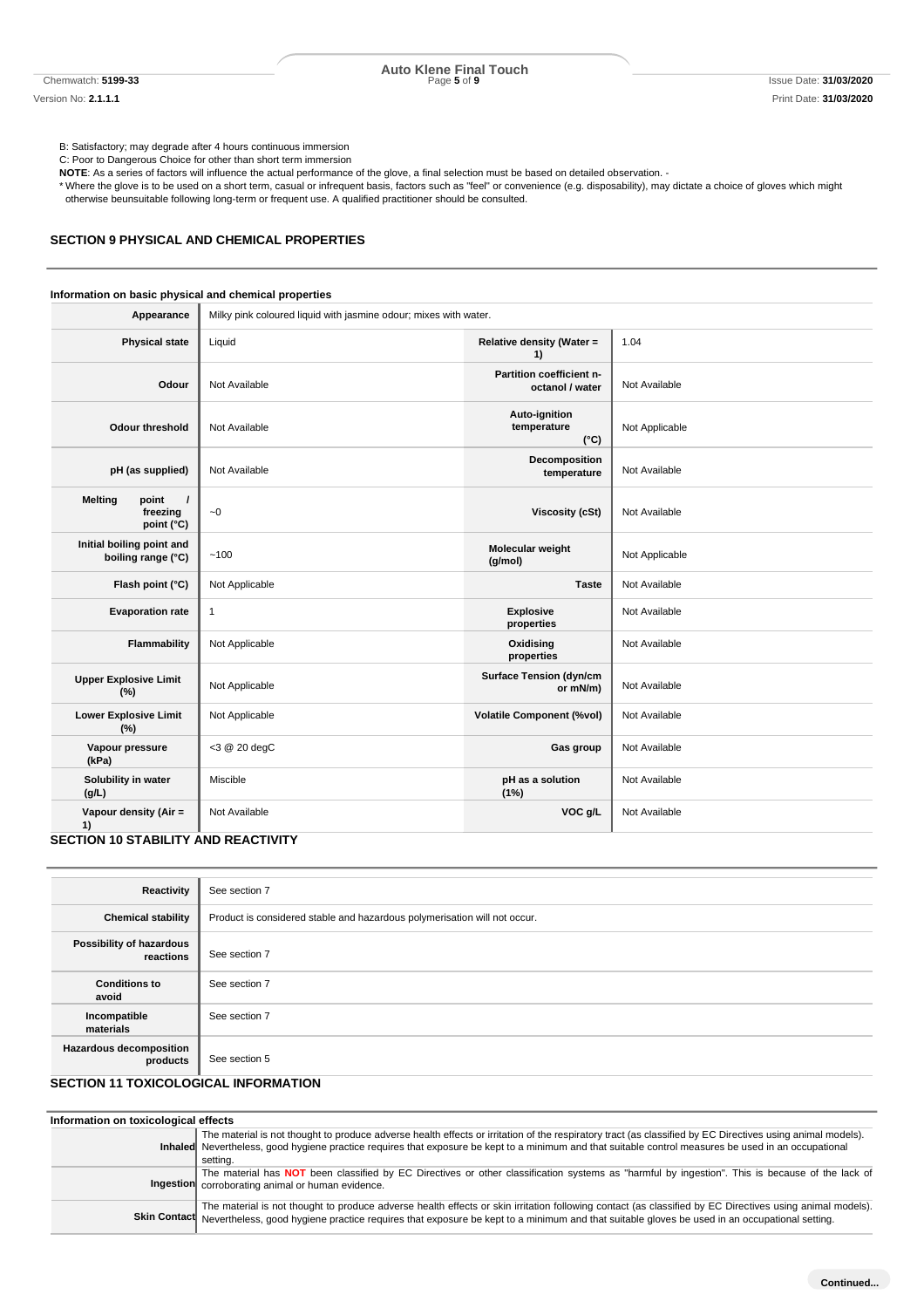B: Satisfactory; may degrade after 4 hours continuous immersion

C: Poor to Dangerous Choice for other than short term immersion

**NOTE**: As a series of factors will influence the actual performance of the glove, a final selection must be based on detailed observation. -

* Where the glove is to be used on a short term, casual or infrequent basis, factors such as "feel" or convenience (e.g. disposability), may dictate a choice of gloves which might otherwise beunsuitable following long-term or frequent use. A qualified practitioner should be consulted.

## SECTION 9 PHYSICAL AND CHEMICAL PROPERTIES

### Information on basic physical and chemical properties

| | | | |
|---|---|---|---|
| **Appearance** | Milky pink coloured liquid with jasmine odour; mixes with water. | | |
| **Physical state** | Liquid | **Relative density (Water = 1)** | 1.04 |
| **Odour** | Not Available | **Partition coefficient n-octanol / water** | Not Available |
| **Odour threshold** | Not Available | **Auto-ignition temperature (°C)** | Not Applicable |
| **pH (as supplied)** | Not Available | **Decomposition temperature** | Not Available |
| **Melting point / freezing point (°C)** | ~0 | **Viscosity (cSt)** | Not Available |
| **Initial boiling point and boiling range (°C)** | ~100 | **Molecular weight (g/mol)** | Not Applicable |
| **Flash point (°C)** | Not Applicable | **Taste** | Not Available |
| **Evaporation rate** | 1 | **Explosive properties** | Not Available |
| **Flammability** | Not Applicable | **Oxidising properties** | Not Available |
| **Upper Explosive Limit (%)** | Not Applicable | **Surface Tension (dyn/cm or mN/m)** | Not Available |
| **Lower Explosive Limit (%)** | Not Applicable | **Volatile Component (%vol)** | Not Available |
| **Vapour pressure (kPa)** | <3 @ 20 degC | **Gas group** | Not Available |
| **Solubility in water (g/L)** | Miscible | **pH as a solution (1%)** | Not Available |
| **Vapour density (Air = 1)** | Not Available | **VOC g/L** | Not Available |

## SECTION 10 STABILITY AND REACTIVITY

| | |
|---|---|
| **Reactivity** | See section 7 |
| **Chemical stability** | Product is considered stable and hazardous polymerisation will not occur. |
| **Possibility of hazardous reactions** | See section 7 |
| **Conditions to avoid** | See section 7 |
| **Incompatible materials** | See section 7 |
| **Hazardous decomposition products** | See section 5 |

## SECTION 11 TOXICOLOGICAL INFORMATION

### Information on toxicological effects

| | |
|---|---|
| **Inhaled** | The material is not thought to produce adverse health effects or irritation of the respiratory tract (as classified by EC Directives using animal models). Nevertheless, good hygiene practice requires that exposure be kept to a minimum and that suitable control measures be used in an occupational setting. |
| **Ingestion** | The material has **NOT** been classified by EC Directives or other classification systems as "harmful by ingestion". This is because of the lack of corroborating animal or human evidence. |
| **Skin Contact** | The material is not thought to produce adverse health effects or skin irritation following contact (as classified by EC Directives using animal models). Nevertheless, good hygiene practice requires that exposure be kept to a minimum and that suitable gloves be used in an occupational setting. |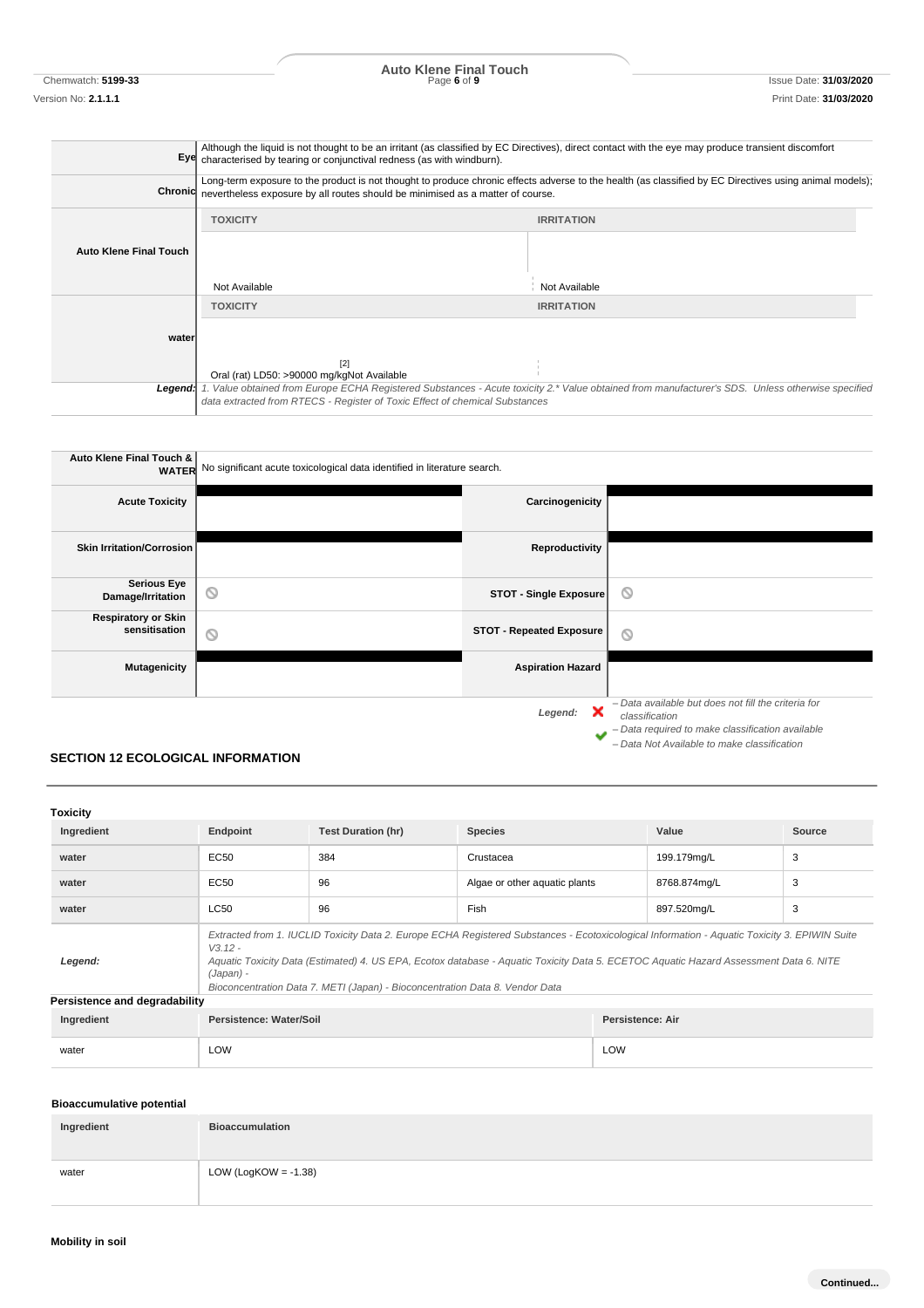| | |
|---|---|
| **Eye** | Although the liquid is not thought to be an irritant (as classified by EC Directives), direct contact with the eye may produce transient discomfort characterised by tearing or conjunctival redness (as with windburn). |
| **Chronic** | Long-term exposure to the product is not thought to produce chronic effects adverse to the health (as classified by EC Directives using animal models); nevertheless exposure by all routes should be minimised as a matter of course. |

| | TOXICITY | IRRITATION |
|---|---|---|
| **Auto Klene Final Touch** | Not Available | Not Available |
| **water** | Oral (rat) LD50: >90000 mg/kg[2] | Not Available |

***Legend:*** *1. Value obtained from Europe ECHA Registered Substances - Acute toxicity 2.\* Value obtained from manufacturer's SDS. Unless otherwise specified data extracted from RTECS - Register of Toxic Effect of chemical Substances*

| | |
|---|---|
| **Auto Klene Final Touch & WATER** | No significant acute toxicological data identified in literature search. |

| | | | |
|---|---|---|---|
| **Acute Toxicity** | | **Carcinogenicity** | |
| **Skin Irritation/Corrosion** | | **Reproductivity** | |
| **Serious Eye Damage/Irritation** | ⊘ | **STOT - Single Exposure** | ⊘ |
| **Respiratory or Skin sensitisation** | ⊘ | **STOT - Repeated Exposure** | ⊘ |
| **Mutagenicity** | | **Aspiration Hazard** | |

***Legend:*** ✘ *– Data available but does not fill the criteria for classification*
✔ *– Data required to make classification available*
⊘ *– Data Not Available to make classification*

## SECTION 12 ECOLOGICAL INFORMATION

### Toxicity

| Ingredient | Endpoint | Test Duration (hr) | Species | Value | Source |
|---|---|---|---|---|---|
| water | EC50 | 384 | Crustacea | 199.179mg/L | 3 |
| water | EC50 | 96 | Algae or other aquatic plants | 8768.874mg/L | 3 |
| water | LC50 | 96 | Fish | 897.520mg/L | 3 |

***Legend:*** *Extracted from 1. IUCLID Toxicity Data 2. Europe ECHA Registered Substances - Ecotoxicological Information - Aquatic Toxicity 3. EPIWIN Suite V3.12 - Aquatic Toxicity Data (Estimated) 4. US EPA, Ecotox database - Aquatic Toxicity Data 5. ECETOC Aquatic Hazard Assessment Data 6. NITE (Japan) - Bioconcentration Data 7. METI (Japan) - Bioconcentration Data 8. Vendor Data*

### Persistence and degradability

| Ingredient | Persistence: Water/Soil | Persistence: Air |
|---|---|---|
| water | LOW | LOW |

### Bioaccumulative potential

| Ingredient | Bioaccumulation |
|---|---|
| water | LOW (LogKOW = -1.38) |

### Mobility in soil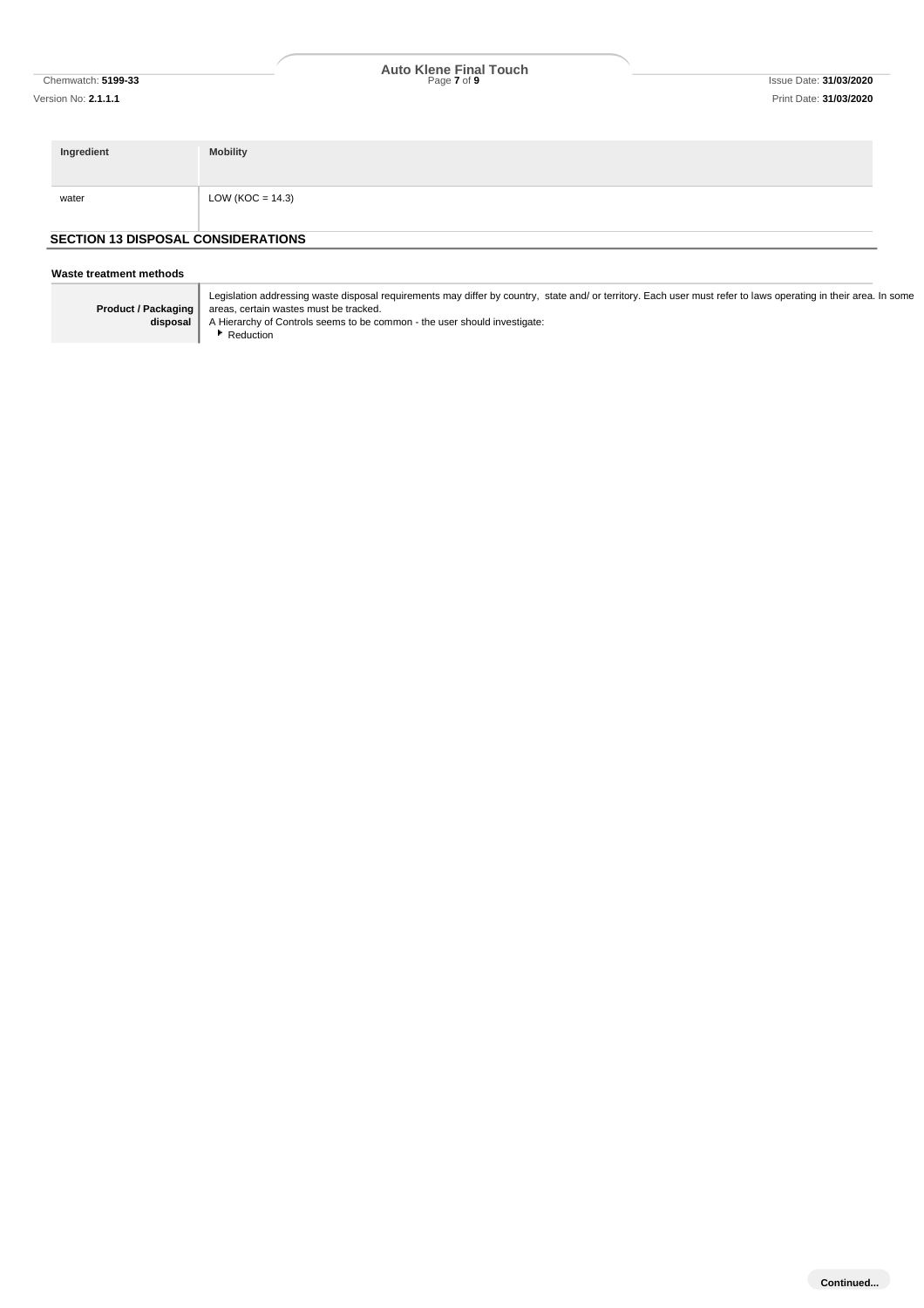| Ingredient | Mobility |
| --- | --- |
| water | LOW (KOC = 14.3) |

## SECTION 13 DISPOSAL CONSIDERATIONS

### Waste treatment methods

| | |
| --- | --- |
| **Product / Packaging disposal** | Legislation addressing waste disposal requirements may differ by country, state and/ or territory. Each user must refer to laws operating in their area. In some areas, certain wastes must be tracked.<br>A Hierarchy of Controls seems to be common - the user should investigate:<br>▶ Reduction |

Continued...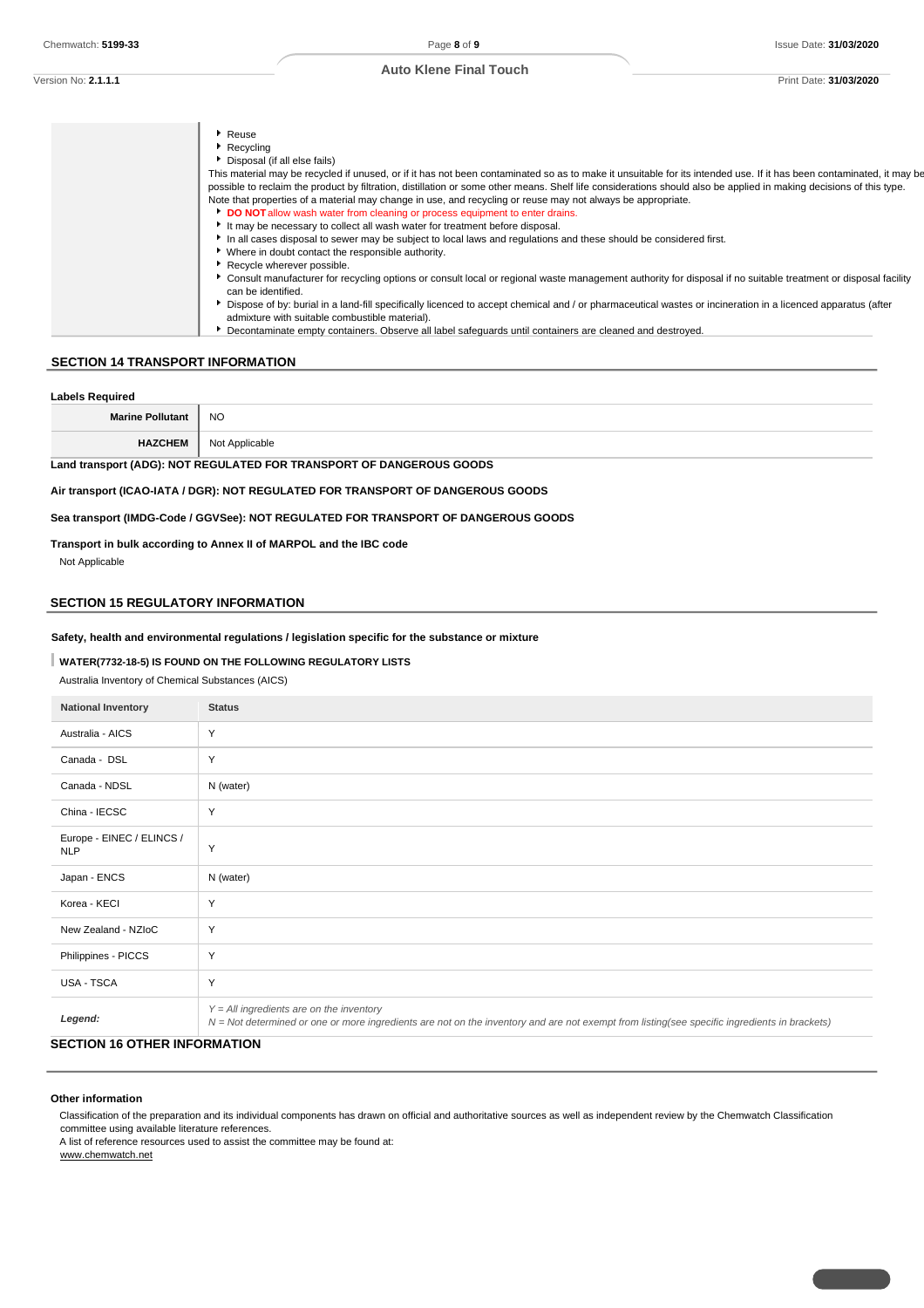| | |
|---|---|
| | - Reuse<br>- Recycling<br>- Disposal (if all else fails)<br>This material may be recycled if unused, or if it has not been contaminated so as to make it unsuitable for its intended use. If it has been contaminated, it may be possible to reclaim the product by filtration, distillation or some other means. Shelf life considerations should also be applied in making decisions of this type. Note that properties of a material may change in use, and recycling or reuse may not always be appropriate.<br>- **DO NOT** allow wash water from cleaning or process equipment to enter drains.<br>- It may be necessary to collect all wash water for treatment before disposal.<br>- In all cases disposal to sewer may be subject to local laws and regulations and these should be considered first.<br>- Where in doubt contact the responsible authority.<br>- Recycle wherever possible.<br>- Consult manufacturer for recycling options or consult local or regional waste management authority for disposal if no suitable treatment or disposal facility can be identified.<br>- Dispose of by: burial in a land-fill specifically licenced to accept chemical and / or pharmaceutical wastes or incineration in a licenced apparatus (after admixture with suitable combustible material).<br>- Decontaminate empty containers. Observe all label safeguards until containers are cleaned and destroyed. |

## SECTION 14 TRANSPORT INFORMATION

**Labels Required**

| | |
|---|---|
| **Marine Pollutant** | NO |
| **HAZCHEM** | Not Applicable |

**Land transport (ADG): NOT REGULATED FOR TRANSPORT OF DANGEROUS GOODS**

**Air transport (ICAO-IATA / DGR): NOT REGULATED FOR TRANSPORT OF DANGEROUS GOODS**

**Sea transport (IMDG-Code / GGVSee): NOT REGULATED FOR TRANSPORT OF DANGEROUS GOODS**

**Transport in bulk according to Annex II of MARPOL and the IBC code**

Not Applicable

## SECTION 15 REGULATORY INFORMATION

**Safety, health and environmental regulations / legislation specific for the substance or mixture**

**WATER(7732-18-5) IS FOUND ON THE FOLLOWING REGULATORY LISTS**

Australia Inventory of Chemical Substances (AICS)

| National Inventory | Status |
|---|---|
| Australia - AICS | Y |
| Canada - DSL | Y |
| Canada - NDSL | N (water) |
| China - IECSC | Y |
| Europe - EINEC / ELINCS / NLP | Y |
| Japan - ENCS | N (water) |
| Korea - KECI | Y |
| New Zealand - NZIoC | Y |
| Philippines - PICCS | Y |
| USA - TSCA | Y |
| *Legend:* | *Y = All ingredients are on the inventory*<br>*N = Not determined or one or more ingredients are not on the inventory and are not exempt from listing(see specific ingredients in brackets)* |

## SECTION 16 OTHER INFORMATION

**Other information**

Classification of the preparation and its individual components has drawn on official and authoritative sources as well as independent review by the Chemwatch Classification committee using available literature references.
A list of reference resources used to assist the committee may be found at:
www.chemwatch.net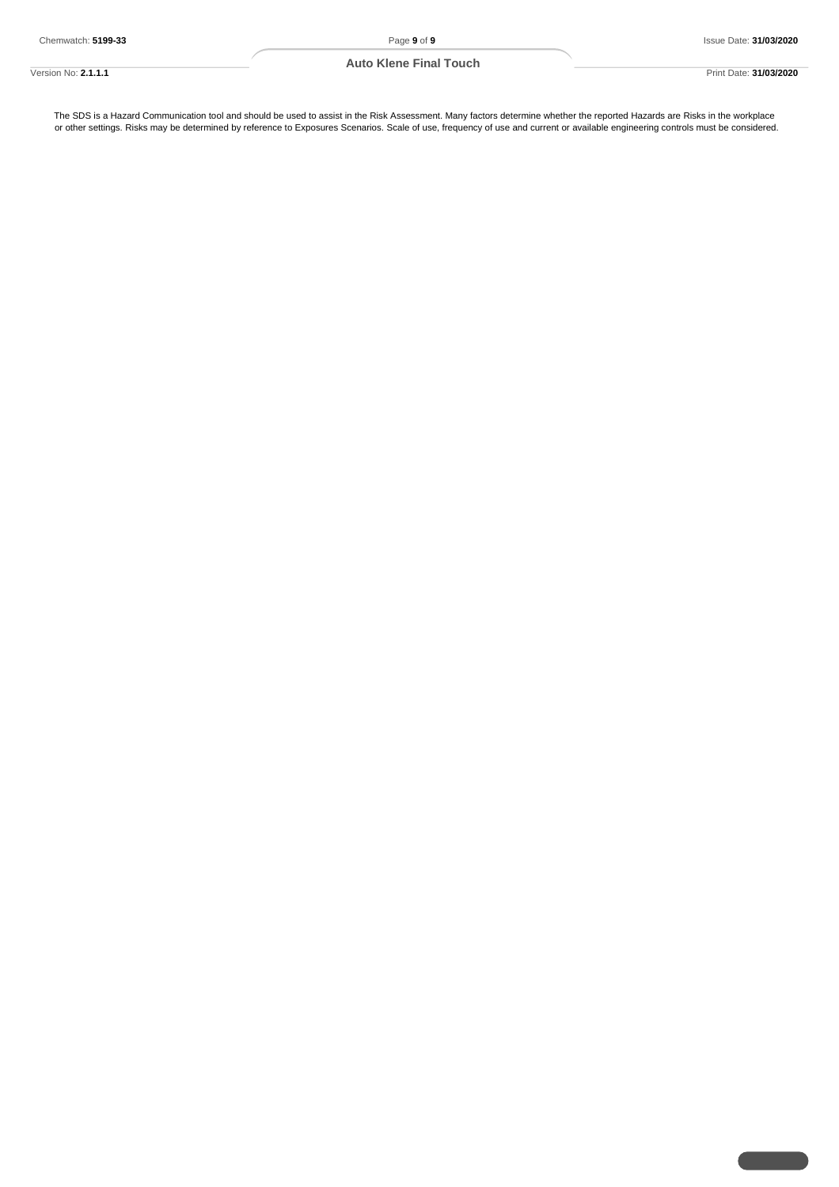The SDS is a Hazard Communication tool and should be used to assist in the Risk Assessment. Many factors determine whether the reported Hazards are Risks in the workplace or other settings. Risks may be determined by reference to Exposures Scenarios. Scale of use, frequency of use and current or available engineering controls must be considered.